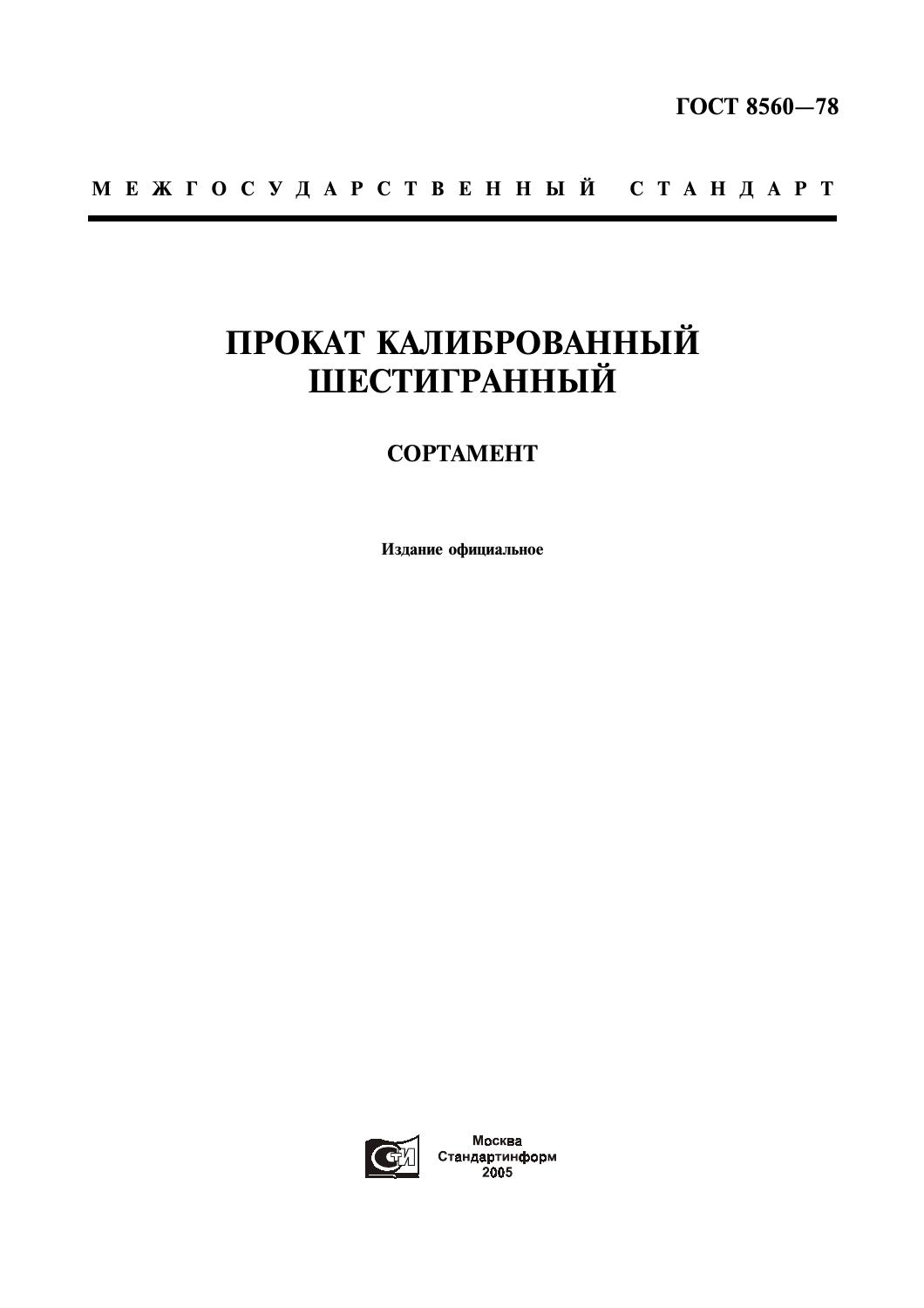ГОСТ 8560—78

М Е Ж Г О С У Д А Р С Т В Е Н Н Ы Й   С Т А Н Д А Р Т

# ПРОКАТ КАЛИБРОВАННЫЙ ШЕСТИГРАННЫЙ

## СОРТАМЕНТ

**Издание официальное**

Москва
Стандартинформ
2005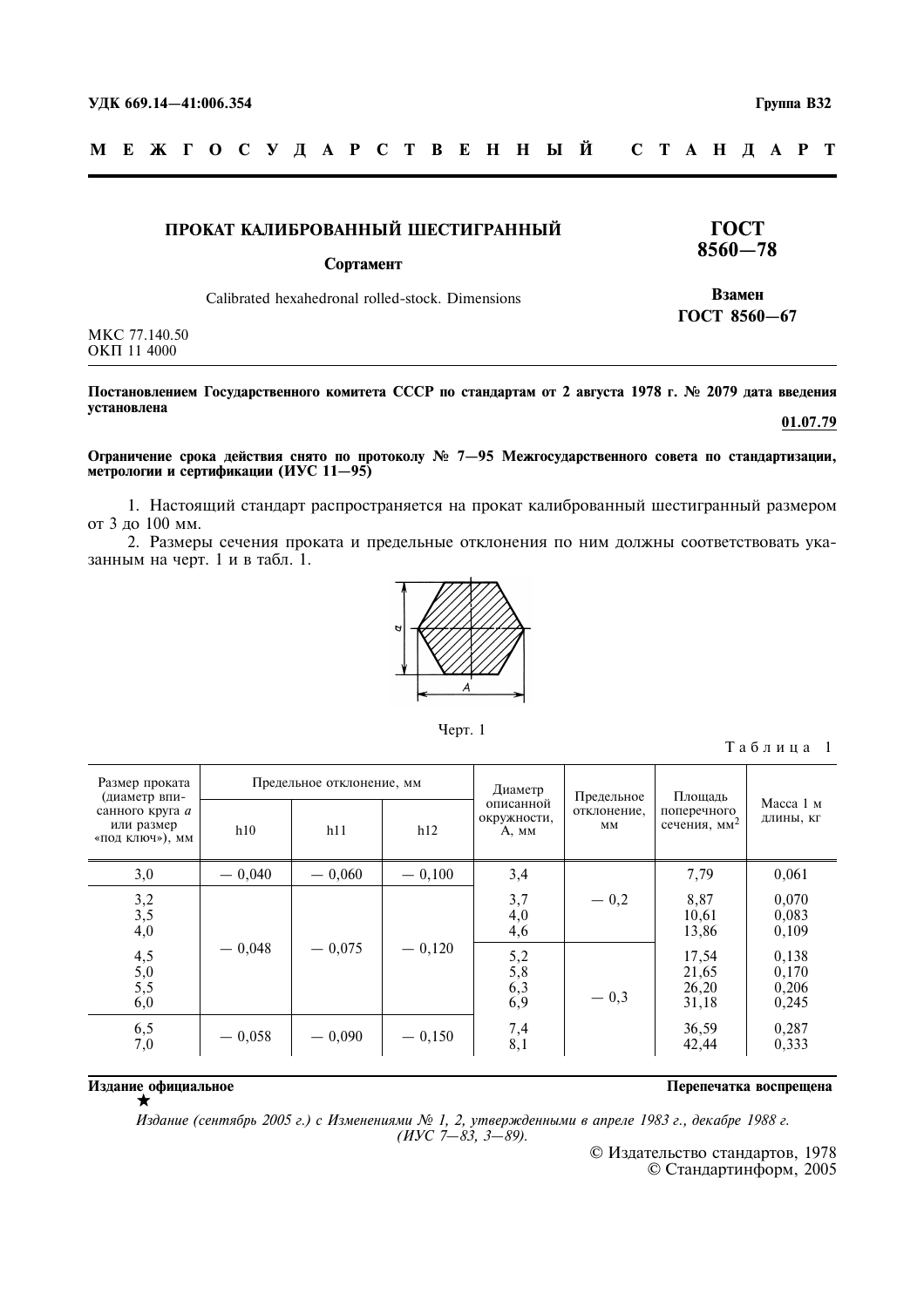УДК 669.14–41:006.354 Группа В32

**М Е Ж Г О С У Д А Р С Т В Е Н Н Ы Й  С Т А Н Д А Р Т**

# ПРОКАТ КАЛИБРОВАННЫЙ ШЕСТИГРАННЫЙ

**Сортамент**

Calibrated hexahedronal rolled-stock. Dimensions

**ГОСТ 8560—78**

**Взамен ГОСТ 8560—67**

МКС 77.140.50
ОКП 11 4000

**Постановлением Государственного комитета СССР по стандартам от 2 августа 1978 г. № 2079 дата введения установлена**

**01.07.79**

**Ограничение срока действия снято по протоколу № 7—95 Межгосударственного совета по стандартизации, метрологии и сертификации (ИУС 11—95)**

1. Настоящий стандарт распространяется на прокат калиброванный шестигранный размером от 3 до 100 мм.

2. Размеры сечения проката и предельные отклонения по ним должны соответствовать указанным на черт. 1 и в табл. 1.

Черт. 1

Таблица 1

| Размер проката (диаметр вписанного круга *a* или размер «под ключ»), мм | Предельное отклонение, мм | | | Диаметр описанной окружности, А, мм | Предельное отклонение, мм | Площадь поперечного сечения, мм$^2$ | Масса 1 м длины, кг |
|---|---|---|---|---|---|---|---|
| | h10 | h11 | h12 | | | | |
| 3,0 | — 0,040 | — 0,060 | — 0,100 | 3,4 | — 0,2 | 7,79 | 0,061 |
| 3,2 | — 0,048 | — 0,075 | — 0,120 | 3,7 | — 0,2 | 8,87 | 0,070 |
| 3,5 | — 0,048 | — 0,075 | — 0,120 | 4,0 | — 0,2 | 10,61 | 0,083 |
| 4,0 | — 0,048 | — 0,075 | — 0,120 | 4,6 | — 0,2 | 13,86 | 0,109 |
| 4,5 | — 0,048 | — 0,075 | — 0,120 | 5,2 | — 0,3 | 17,54 | 0,138 |
| 5,0 | — 0,048 | — 0,075 | — 0,120 | 5,8 | — 0,3 | 21,65 | 0,170 |
| 5,5 | — 0,048 | — 0,075 | — 0,120 | 6,3 | — 0,3 | 26,20 | 0,206 |
| 6,0 | — 0,048 | — 0,075 | — 0,120 | 6,9 | — 0,3 | 31,18 | 0,245 |
| 6,5 | — 0,058 | — 0,090 | — 0,150 | 7,4 | — 0,3 | 36,59 | 0,287 |
| 7,0 | — 0,058 | — 0,090 | — 0,150 | 8,1 | — 0,3 | 42,44 | 0,333 |

**Издание официальное** **Перепечатка воспрещена**

★

*Издание (сентябрь 2005 г.) с Изменениями № 1, 2, утвержденными в апреле 1983 г., декабре 1988 г. (ИУС 7—83, 3—89).*

© Издательство стандартов, 1978
© Стандартинформ, 2005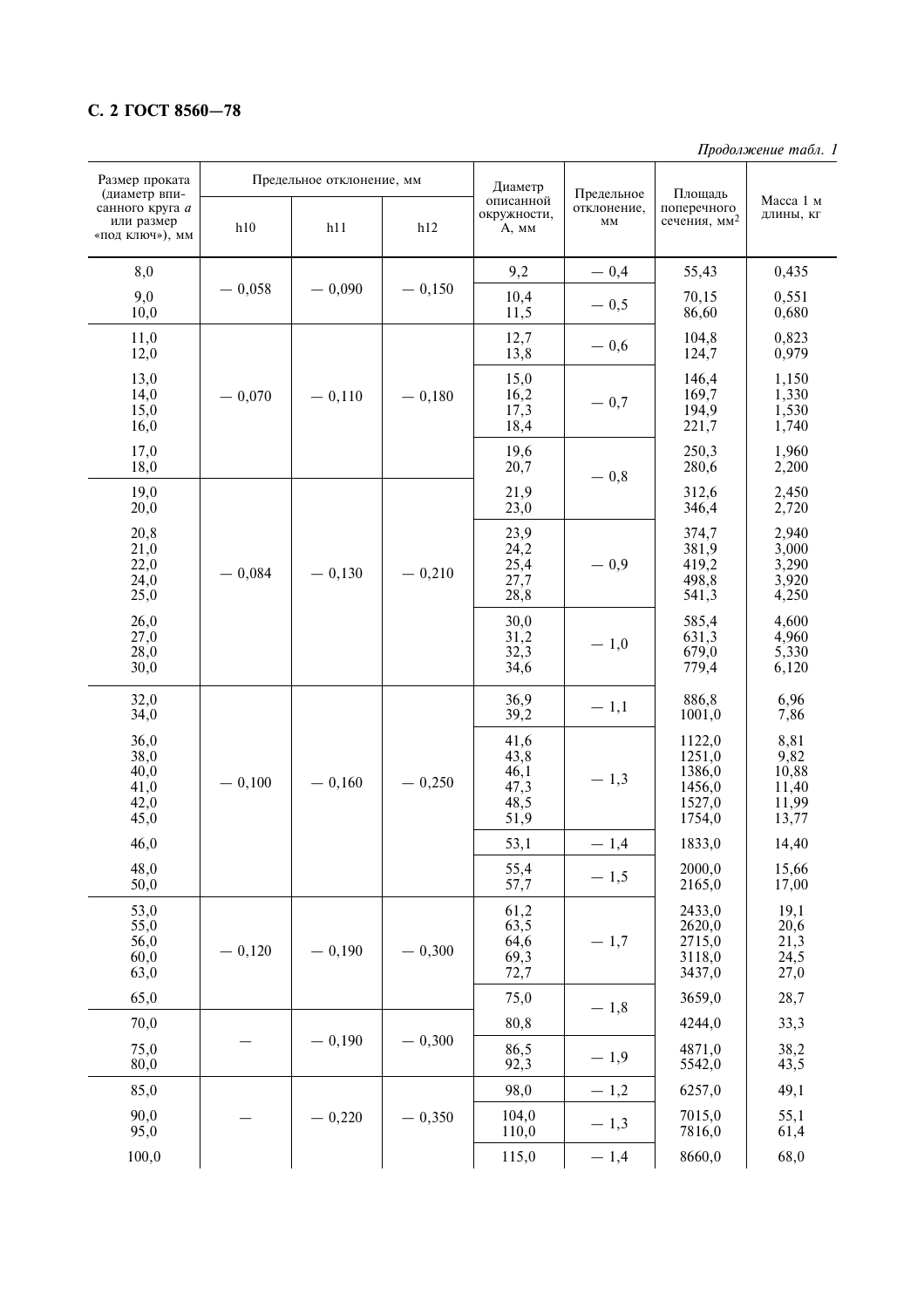*Продолжение табл. 1*

| Размер проката (диаметр вписанного круга *a* или размер «под ключ»), мм | Предельное отклонение, мм | | | Диаметр описанной окружности, A, мм | Предельное отклонение, мм | Площадь поперечного сечения, мм$^2$ | Масса 1 м длины, кг |
|---|---|---|---|---|---|---|---|
| | h10 | h11 | h12 | | | | |
| 8,0 | — 0,058 | — 0,090 | — 0,150 | 9,2 | — 0,4 | 55,43 | 0,435 |
| 9,0 | | | | 10,4 | — 0,5 | 70,15 | 0,551 |
| 10,0 | | | | 11,5 | | 86,60 | 0,680 |
| 11,0 | — 0,070 | — 0,110 | — 0,180 | 12,7 | — 0,6 | 104,8 | 0,823 |
| 12,0 | | | | 13,8 | | 124,7 | 0,979 |
| 13,0 | | | | 15,0 | — 0,7 | 146,4 | 1,150 |
| 14,0 | | | | 16,2 | | 169,7 | 1,330 |
| 15,0 | | | | 17,3 | | 194,9 | 1,530 |
| 16,0 | | | | 18,4 | | 221,7 | 1,740 |
| 17,0 | | | | 19,6 | — 0,8 | 250,3 | 1,960 |
| 18,0 | | | | 20,7 | | 280,6 | 2,200 |
| 19,0 | — 0,084 | — 0,130 | — 0,210 | 21,9 | | 312,6 | 2,450 |
| 20,0 | | | | 23,0 | | 346,4 | 2,720 |
| 20,8 | | | | 23,9 | — 0,9 | 374,7 | 2,940 |
| 21,0 | | | | 24,2 | | 381,9 | 3,000 |
| 22,0 | | | | 25,4 | | 419,2 | 3,290 |
| 24,0 | | | | 27,7 | | 498,8 | 3,920 |
| 25,0 | | | | 28,8 | | 541,3 | 4,250 |
| 26,0 | | | | 30,0 | — 1,0 | 585,4 | 4,600 |
| 27,0 | | | | 31,2 | | 631,3 | 4,960 |
| 28,0 | | | | 32,3 | | 679,0 | 5,330 |
| 30,0 | | | | 34,6 | | 779,4 | 6,120 |
| 32,0 | — 0,100 | — 0,160 | — 0,250 | 36,9 | — 1,1 | 886,8 | 6,96 |
| 34,0 | | | | 39,2 | | 1001,0 | 7,86 |
| 36,0 | | | | 41,6 | — 1,3 | 1122,0 | 8,81 |
| 38,0 | | | | 43,8 | | 1251,0 | 9,82 |
| 40,0 | | | | 46,1 | | 1386,0 | 10,88 |
| 41,0 | | | | 47,3 | | 1456,0 | 11,40 |
| 42,0 | | | | 48,5 | | 1527,0 | 11,99 |
| 45,0 | | | | 51,9 | | 1754,0 | 13,77 |
| 46,0 | | | | 53,1 | — 1,4 | 1833,0 | 14,40 |
| 48,0 | | | | 55,4 | — 1,5 | 2000,0 | 15,66 |
| 50,0 | | | | 57,7 | | 2165,0 | 17,00 |
| 53,0 | — 0,120 | — 0,190 | — 0,300 | 61,2 | — 1,7 | 2433,0 | 19,1 |
| 55,0 | | | | 63,5 | | 2620,0 | 20,6 |
| 56,0 | | | | 64,6 | | 2715,0 | 21,3 |
| 60,0 | | | | 69,3 | | 3118,0 | 24,5 |
| 63,0 | | | | 72,7 | | 3437,0 | 27,0 |
| 65,0 | | | | 75,0 | — 1,8 | 3659,0 | 28,7 |
| 70,0 | — | — 0,190 | — 0,300 | 80,8 | | 4244,0 | 33,3 |
| 75,0 | | | | 86,5 | — 1,9 | 4871,0 | 38,2 |
| 80,0 | | | | 92,3 | | 5542,0 | 43,5 |
| 85,0 | — | — 0,220 | — 0,350 | 98,0 | — 1,2 | 6257,0 | 49,1 |
| 90,0 | | | | 104,0 | — 1,3 | 7015,0 | 55,1 |
| 95,0 | | | | 110,0 | | 7816,0 | 61,4 |
| 100,0 | | | | 115,0 | — 1,4 | 8660,0 | 68,0 |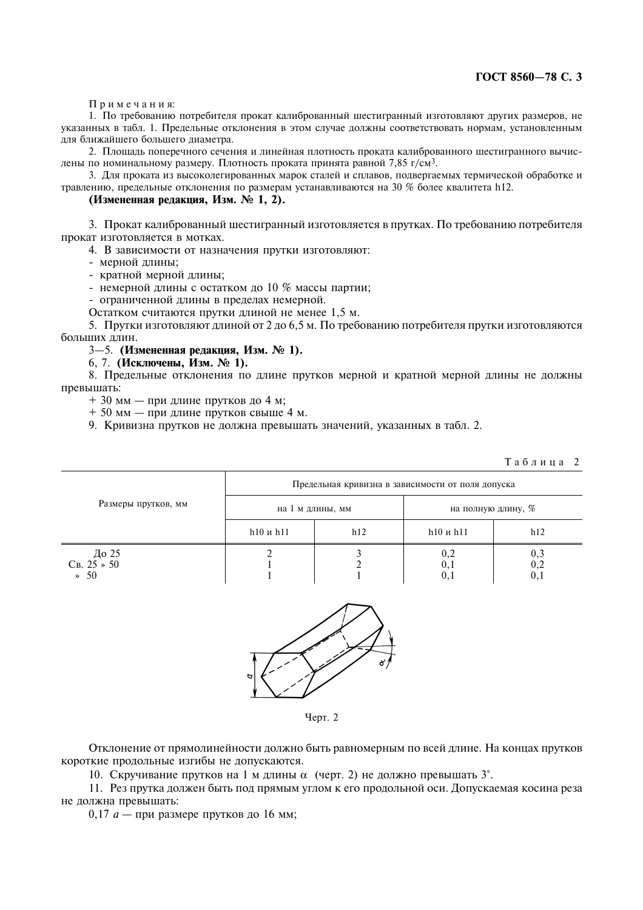Примечания:

1. По требованию потребителя прокат калиброванный шестигранный изготовляют других размеров, не указанных в табл. 1. Предельные отклонения в этом случае должны соответствовать нормам, установленным для ближайшего большего диаметра.
2. Площадь поперечного сечения и линейная плотность проката калиброванного шестигранного вычислены по номинальному размеру. Плотность проката принята равной 7,85 г/см$^3$.
3. Для проката из высоколегированных марок сталей и сплавов, подвергаемых термической обработке и травлению, предельные отклонения по размерам устанавливаются на 30 % более квалитета h12.

**(Измененная редакция, Изм. № 1, 2).**

3. Прокат калиброванный шестигранный изготовляется в прутках. По требованию потребителя прокат изготовляется в мотках.

4. В зависимости от назначения прутки изготовляют:
- мерной длины;
- кратной мерной длины;
- немерной длины с остатком до 10 % массы партии;
- ограниченной длины в пределах немерной.

Остатком считаются прутки длиной не менее 1,5 м.

5. Прутки изготовляют длиной от 2 до 6,5 м. По требованию потребителя прутки изготовляются больших длин.

3—5. **(Измененная редакция, Изм. № 1).**

6, 7. **(Исключены, Изм. № 1).**

8. Предельные отклонения по длине прутков мерной и кратной мерной длины не должны превышать:

+ 30 мм — при длине прутков до 4 м;

+ 50 мм — при длине прутков свыше 4 м.

9. Кривизна прутков не должна превышать значений, указанных в табл. 2.

Таблица 2

| Размеры прутков, мм | Предельная кривизна в зависимости от поля допуска | | | |
|---|---|---|---|---|
| | на 1 м длины, мм | | на полную длину, % | |
| | h10 и h11 | h12 | h10 и h11 | h12 |
| До 25 | 2 | 3 | 0,2 | 0,3 |
| Св. 25 » 50 | 1 | 2 | 0,1 | 0,2 |
| » 50 | 1 | 1 | 0,1 | 0,1 |

Черт. 2

Отклонение от прямолинейности должно быть равномерным по всей длине. На концах прутков короткие продольные изгибы не допускаются.

10. Скручивание прутков на 1 м длины $\alpha$ (черт. 2) не должно превышать 3°.

11. Рез прутка должен быть под прямым углом к его продольной оси. Допускаемая косина реза не должна превышать:

0,17 $a$ — при размере прутков до 16 мм;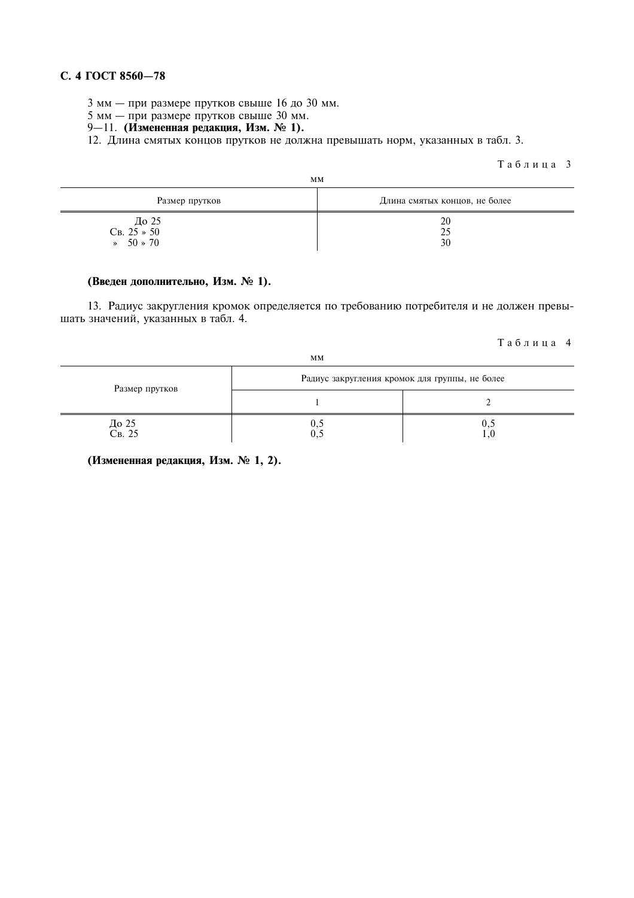3 мм — при размере прутков свыше 16 до 30 мм.

5 мм — при размере прутков свыше 30 мм.

9—11. **(Измененная редакция, Изм. № 1).**

12. Длина смятых концов прутков не должна превышать норм, указанных в табл. 3.

Таблица 3

мм

| Размер прутков | Длина смятых концов, не более |
|---|---|
| До 25 | 20 |
| Св. 25 » 50 | 25 |
| » 50 » 70 | 30 |

**(Введен дополнительно, Изм. № 1).**

13. Радиус закругления кромок определяется по требованию потребителя и не должен превышать значений, указанных в табл. 4.

Таблица 4

мм

| Размер прутков | Радиус закругления кромок для группы, не более | |
|---|---|---|
| | 1 | 2 |
| До 25 | 0,5 | 0,5 |
| Св. 25 | 0,5 | 1,0 |

**(Измененная редакция, Изм. № 1, 2).**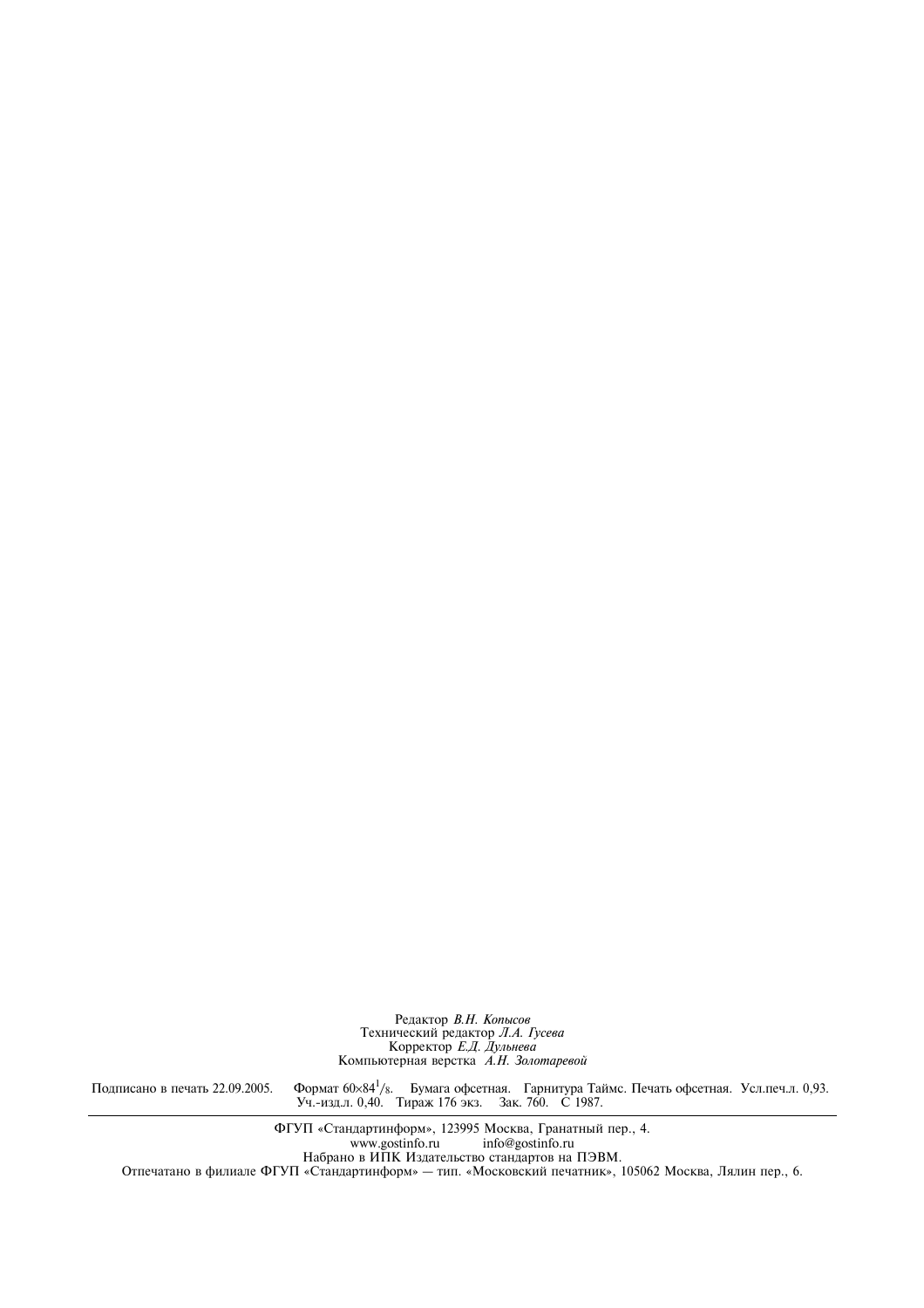Редактор *В.Н. Копысов*
Технический редактор *Л.А. Гусева*
Корректор *Е.Д. Дульнева*
Компьютерная верстка *А.Н. Золотаревой*

Подписано в печать 22.09.2005. Формат 60×84 1/8. Бумага офсетная. Гарнитура Таймс. Печать офсетная. Усл.печ.л. 0,93. Уч.-изд.л. 0,40. Тираж 176 экз. Зак. 760. С 1987.

---

ФГУП «Стандартинформ», 123995 Москва, Гранатный пер., 4.
www.gostinfo.ru info@gostinfo.ru
Набрано в ИПК Издательство стандартов на ПЭВМ.
Отпечатано в филиале ФГУП «Стандартинформ» — тип. «Московский печатник», 105062 Москва, Лялин пер., 6.